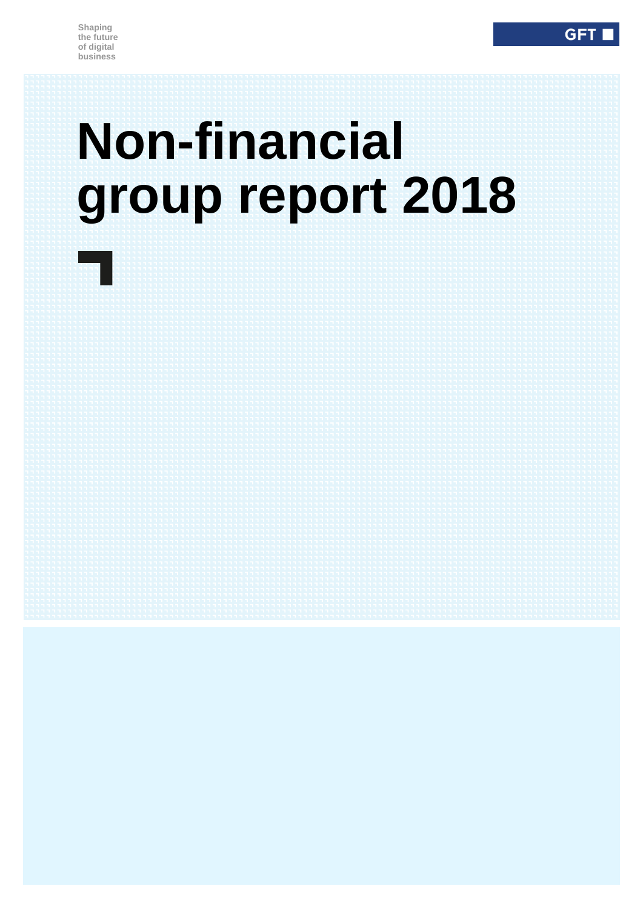Shaping the future of digital business

GFT

# Non-financial group report 2018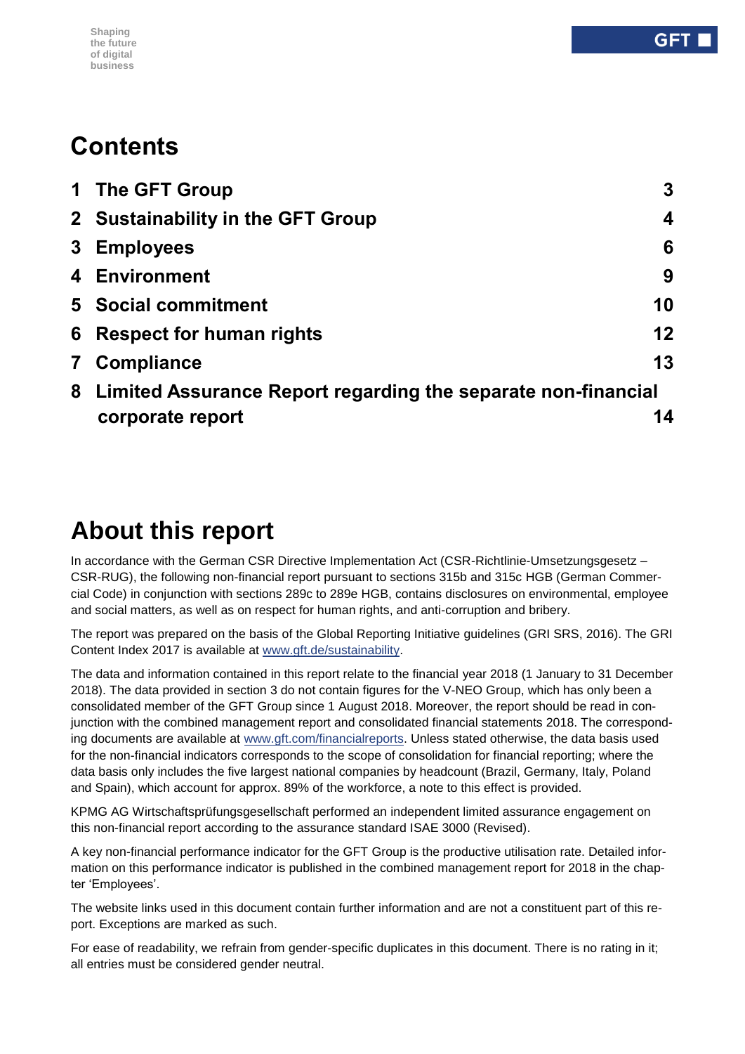## Contents

| | | |
|---|---|---|
| 1 | The GFT Group | 3 |
| 2 | Sustainability in the GFT Group | 4 |
| 3 | Employees | 6 |
| 4 | Environment | 9 |
| 5 | Social commitment | 10 |
| 6 | Respect for human rights | 12 |
| 7 | Compliance | 13 |
| 8 | Limited Assurance Report regarding the separate non-financial corporate report | 14 |

# About this report

In accordance with the German CSR Directive Implementation Act (CSR-Richtlinie-Umsetzungsgesetz – CSR-RUG), the following non-financial report pursuant to sections 315b and 315c HGB (German Commercial Code) in conjunction with sections 289c to 289e HGB, contains disclosures on environmental, employee and social matters, as well as on respect for human rights, and anti-corruption and bribery.

The report was prepared on the basis of the Global Reporting Initiative guidelines (GRI SRS, 2016). The GRI Content Index 2017 is available at www.gft.de/sustainability.

The data and information contained in this report relate to the financial year 2018 (1 January to 31 December 2018). The data provided in section 3 do not contain figures for the V-NEO Group, which has only been a consolidated member of the GFT Group since 1 August 2018. Moreover, the report should be read in conjunction with the combined management report and consolidated financial statements 2018. The corresponding documents are available at www.gft.com/financialreports. Unless stated otherwise, the data basis used for the non-financial indicators corresponds to the scope of consolidation for financial reporting; where the data basis only includes the five largest national companies by headcount (Brazil, Germany, Italy, Poland and Spain), which account for approx. 89% of the workforce, a note to this effect is provided.

KPMG AG Wirtschaftsprüfungsgesellschaft performed an independent limited assurance engagement on this non-financial report according to the assurance standard ISAE 3000 (Revised).

A key non-financial performance indicator for the GFT Group is the productive utilisation rate. Detailed information on this performance indicator is published in the combined management report for 2018 in the chapter 'Employees'.

The website links used in this document contain further information and are not a constituent part of this report. Exceptions are marked as such.

For ease of readability, we refrain from gender-specific duplicates in this document. There is no rating in it; all entries must be considered gender neutral.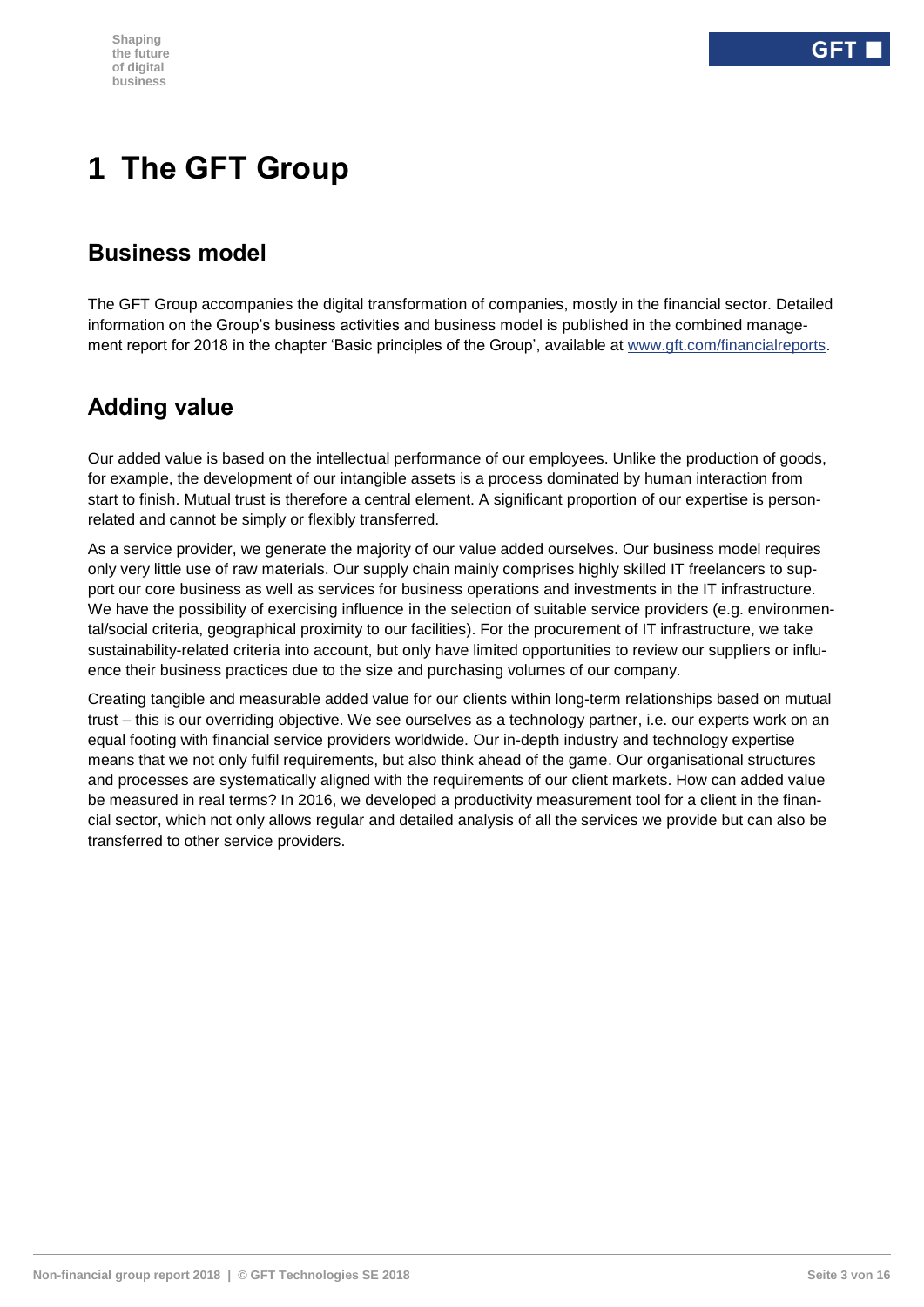# 1 The GFT Group

## Business model

The GFT Group accompanies the digital transformation of companies, mostly in the financial sector. Detailed information on the Group's business activities and business model is published in the combined management report for 2018 in the chapter 'Basic principles of the Group', available at [www.gft.com/financialreports](www.gft.com/financialreports).

## Adding value

Our added value is based on the intellectual performance of our employees. Unlike the production of goods, for example, the development of our intangible assets is a process dominated by human interaction from start to finish. Mutual trust is therefore a central element. A significant proportion of our expertise is person-related and cannot be simply or flexibly transferred.

As a service provider, we generate the majority of our value added ourselves. Our business model requires only very little use of raw materials. Our supply chain mainly comprises highly skilled IT freelancers to support our core business as well as services for business operations and investments in the IT infrastructure. We have the possibility of exercising influence in the selection of suitable service providers (e.g. environmental/social criteria, geographical proximity to our facilities). For the procurement of IT infrastructure, we take sustainability-related criteria into account, but only have limited opportunities to review our suppliers or influence their business practices due to the size and purchasing volumes of our company.

Creating tangible and measurable added value for our clients within long-term relationships based on mutual trust – this is our overriding objective. We see ourselves as a technology partner, i.e. our experts work on an equal footing with financial service providers worldwide. Our in-depth industry and technology expertise means that we not only fulfil requirements, but also think ahead of the game. Our organisational structures and processes are systematically aligned with the requirements of our client markets. How can added value be measured in real terms? In 2016, we developed a productivity measurement tool for a client in the financial sector, which not only allows regular and detailed analysis of all the services we provide but can also be transferred to other service providers.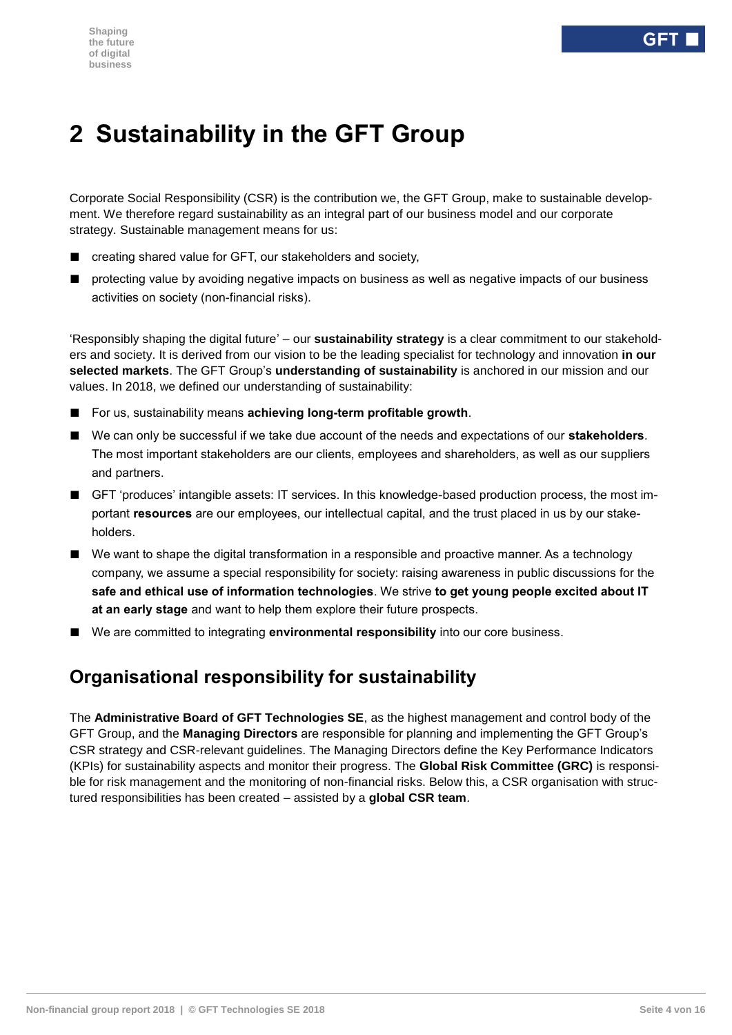# 2 Sustainability in the GFT Group

Corporate Social Responsibility (CSR) is the contribution we, the GFT Group, make to sustainable development. We therefore regard sustainability as an integral part of our business model and our corporate strategy. Sustainable management means for us:

- creating shared value for GFT, our stakeholders and society,
- protecting value by avoiding negative impacts on business as well as negative impacts of our business activities on society (non-financial risks).

'Responsibly shaping the digital future' – our **sustainability strategy** is a clear commitment to our stakeholders and society. It is derived from our vision to be the leading specialist for technology and innovation **in our selected markets**. The GFT Group's **understanding of sustainability** is anchored in our mission and our values. In 2018, we defined our understanding of sustainability:

- For us, sustainability means **achieving long-term profitable growth**.
- We can only be successful if we take due account of the needs and expectations of our **stakeholders**. The most important stakeholders are our clients, employees and shareholders, as well as our suppliers and partners.
- GFT 'produces' intangible assets: IT services. In this knowledge-based production process, the most important **resources** are our employees, our intellectual capital, and the trust placed in us by our stakeholders.
- We want to shape the digital transformation in a responsible and proactive manner. As a technology company, we assume a special responsibility for society: raising awareness in public discussions for the **safe and ethical use of information technologies**. We strive **to get young people excited about IT at an early stage** and want to help them explore their future prospects.
- We are committed to integrating **environmental responsibility** into our core business.

## Organisational responsibility for sustainability

The **Administrative Board of GFT Technologies SE**, as the highest management and control body of the GFT Group, and the **Managing Directors** are responsible for planning and implementing the GFT Group's CSR strategy and CSR-relevant guidelines. The Managing Directors define the Key Performance Indicators (KPIs) for sustainability aspects and monitor their progress. The **Global Risk Committee (GRC)** is responsible for risk management and the monitoring of non-financial risks. Below this, a CSR organisation with structured responsibilities has been created – assisted by a **global CSR team**.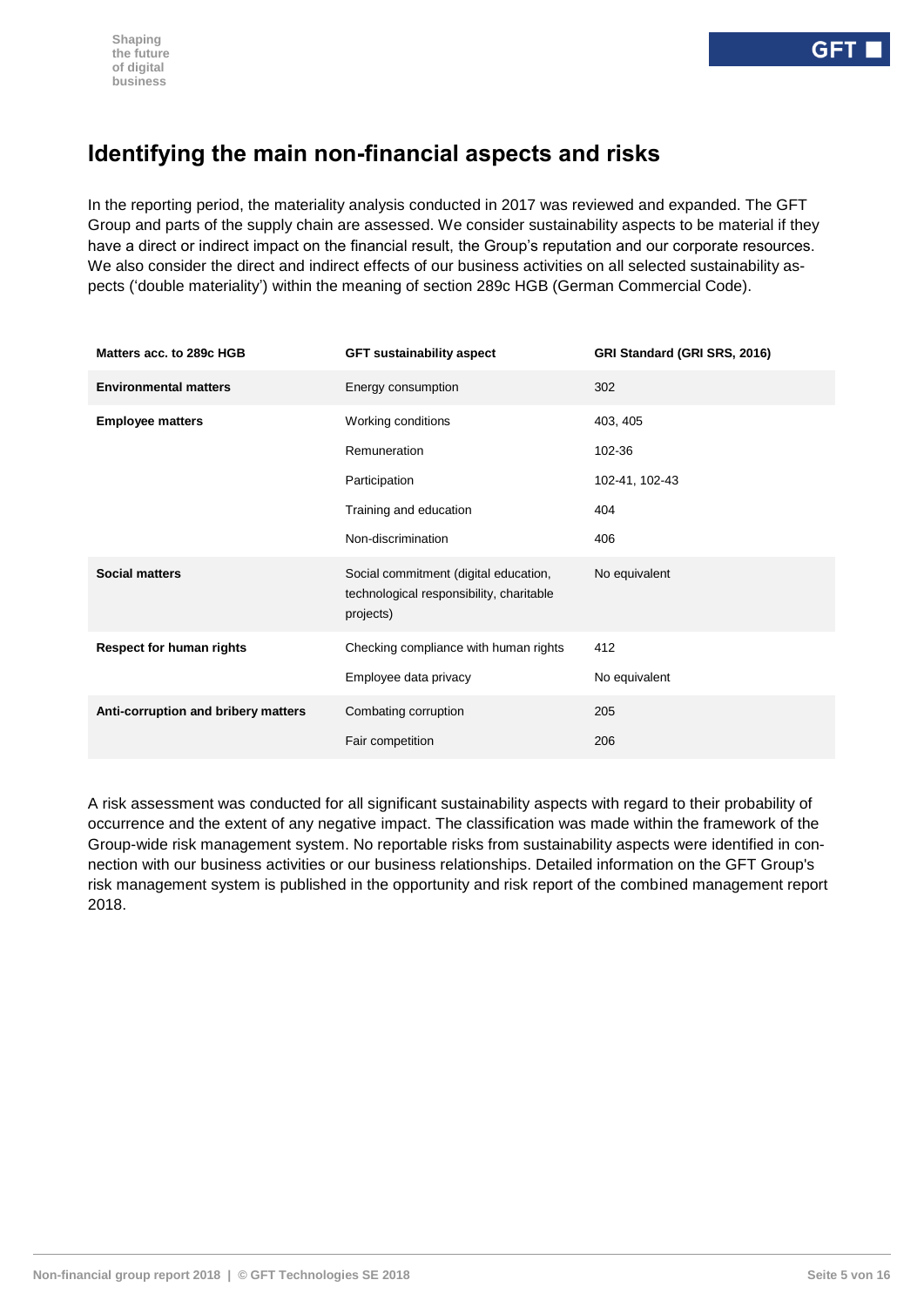## Identifying the main non-financial aspects and risks

In the reporting period, the materiality analysis conducted in 2017 was reviewed and expanded. The GFT Group and parts of the supply chain are assessed. We consider sustainability aspects to be material if they have a direct or indirect impact on the financial result, the Group's reputation and our corporate resources. We also consider the direct and indirect effects of our business activities on all selected sustainability aspects ('double materiality') within the meaning of section 289c HGB (German Commercial Code).

| Matters acc. to 289c HGB | GFT sustainability aspect | GRI Standard (GRI SRS, 2016) |
|---|---|---|
| **Environmental matters** | Energy consumption | 302 |
| **Employee matters** | Working conditions | 403, 405 |
| | Remuneration | 102-36 |
| | Participation | 102-41, 102-43 |
| | Training and education | 404 |
| | Non-discrimination | 406 |
| **Social matters** | Social commitment (digital education, technological responsibility, charitable projects) | No equivalent |
| **Respect for human rights** | Checking compliance with human rights | 412 |
| | Employee data privacy | No equivalent |
| **Anti-corruption and bribery matters** | Combating corruption | 205 |
| | Fair competition | 206 |

A risk assessment was conducted for all significant sustainability aspects with regard to their probability of occurrence and the extent of any negative impact. The classification was made within the framework of the Group-wide risk management system. No reportable risks from sustainability aspects were identified in connection with our business activities or our business relationships. Detailed information on the GFT Group's risk management system is published in the opportunity and risk report of the combined management report 2018.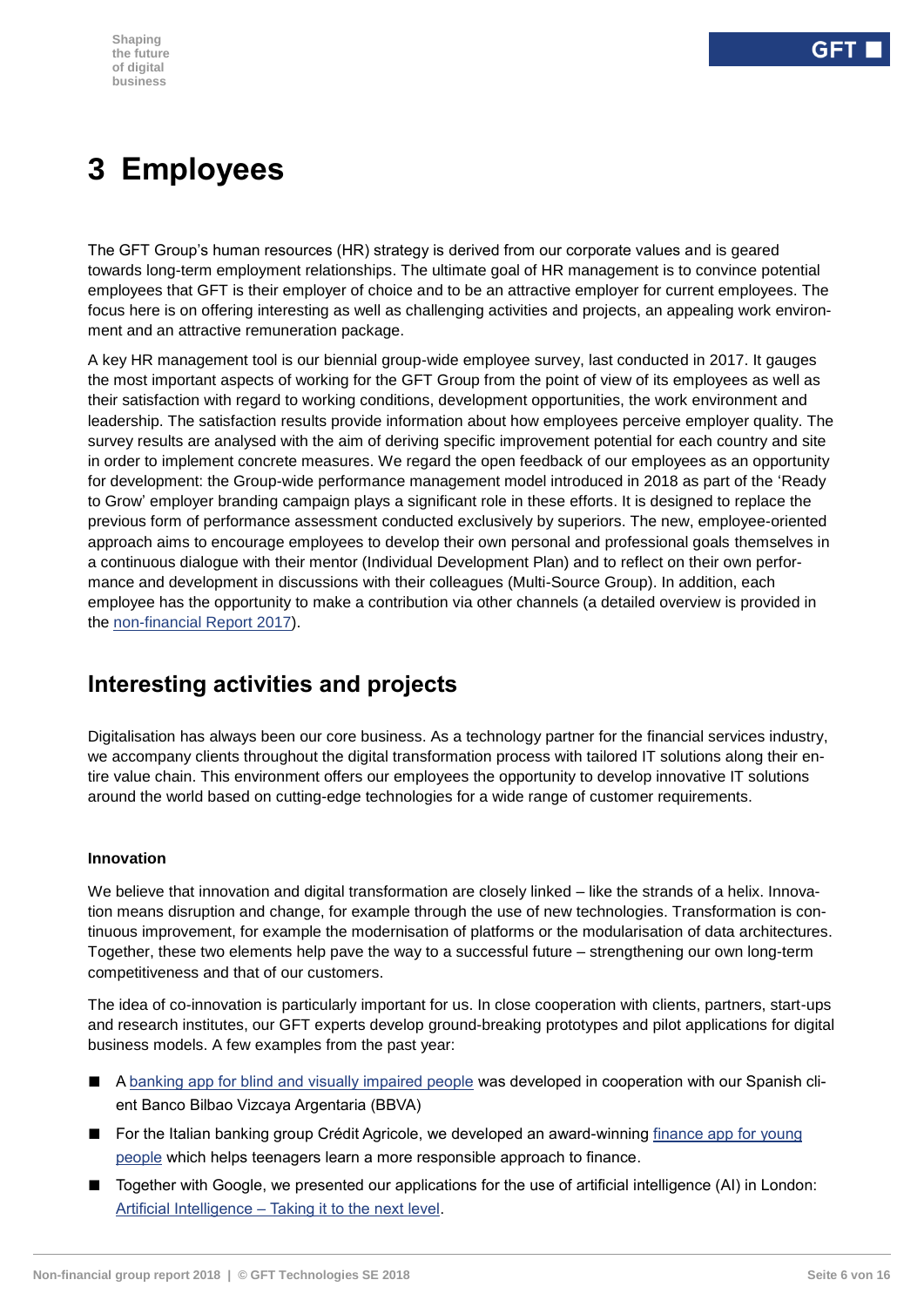# 3 Employees

The GFT Group's human resources (HR) strategy is derived from our corporate values and is geared towards long-term employment relationships. The ultimate goal of HR management is to convince potential employees that GFT is their employer of choice and to be an attractive employer for current employees. The focus here is on offering interesting as well as challenging activities and projects, an appealing work environment and an attractive remuneration package.

A key HR management tool is our biennial group-wide employee survey, last conducted in 2017. It gauges the most important aspects of working for the GFT Group from the point of view of its employees as well as their satisfaction with regard to working conditions, development opportunities, the work environment and leadership. The satisfaction results provide information about how employees perceive employer quality. The survey results are analysed with the aim of deriving specific improvement potential for each country and site in order to implement concrete measures. We regard the open feedback of our employees as an opportunity for development: the Group-wide performance management model introduced in 2018 as part of the 'Ready to Grow' employer branding campaign plays a significant role in these efforts. It is designed to replace the previous form of performance assessment conducted exclusively by superiors. The new, employee-oriented approach aims to encourage employees to develop their own personal and professional goals themselves in a continuous dialogue with their mentor (Individual Development Plan) and to reflect on their own performance and development in discussions with their colleagues (Multi-Source Group). In addition, each employee has the opportunity to make a contribution via other channels (a detailed overview is provided in the non-financial Report 2017).

## Interesting activities and projects

Digitalisation has always been our core business. As a technology partner for the financial services industry, we accompany clients throughout the digital transformation process with tailored IT solutions along their entire value chain. This environment offers our employees the opportunity to develop innovative IT solutions around the world based on cutting-edge technologies for a wide range of customer requirements.

**Innovation**

We believe that innovation and digital transformation are closely linked – like the strands of a helix. Innovation means disruption and change, for example through the use of new technologies. Transformation is continuous improvement, for example the modernisation of platforms or the modularisation of data architectures. Together, these two elements help pave the way to a successful future – strengthening our own long-term competitiveness and that of our customers.

The idea of co-innovation is particularly important for us. In close cooperation with clients, partners, start-ups and research institutes, our GFT experts develop ground-breaking prototypes and pilot applications for digital business models. A few examples from the past year:

- A banking app for blind and visually impaired people was developed in cooperation with our Spanish client Banco Bilbao Vizcaya Argentaria (BBVA)
- For the Italian banking group Crédit Agricole, we developed an award-winning finance app for young people which helps teenagers learn a more responsible approach to finance.
- Together with Google, we presented our applications for the use of artificial intelligence (AI) in London: Artificial Intelligence – Taking it to the next level.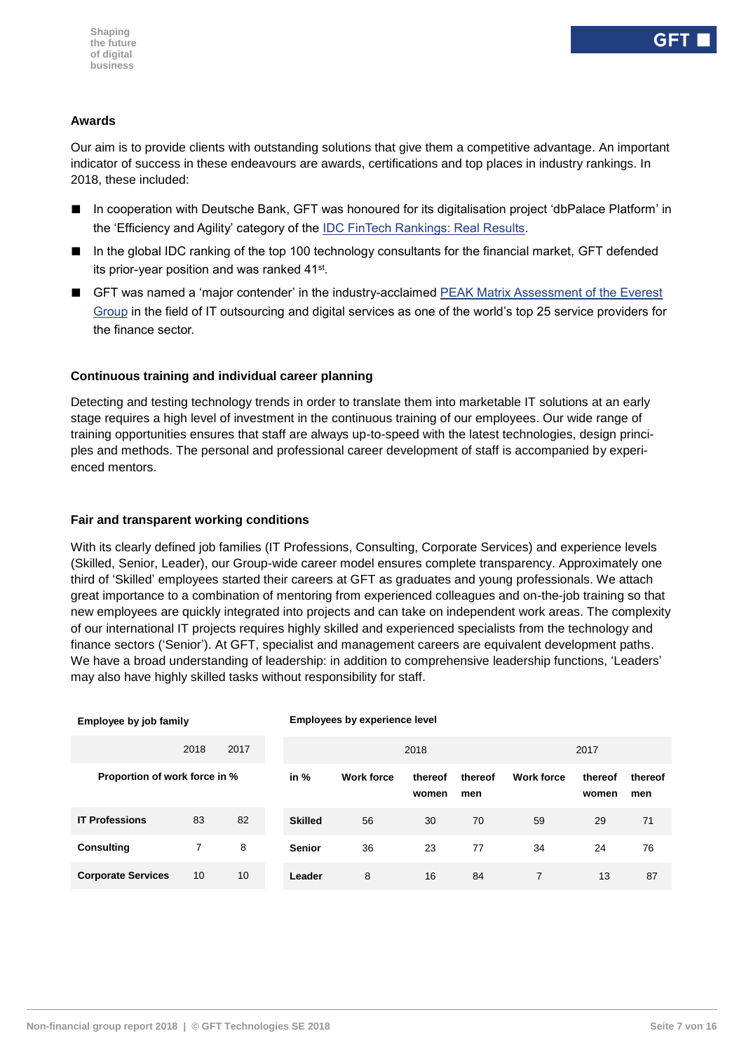### Awards

Our aim is to provide clients with outstanding solutions that give them a competitive advantage. An important indicator of success in these endeavours are awards, certifications and top places in industry rankings. In 2018, these included:

- In cooperation with Deutsche Bank, GFT was honoured for its digitalisation project 'dbPalace Platform' in the 'Efficiency and Agility' category of the IDC FinTech Rankings: Real Results.
- In the global IDC ranking of the top 100 technology consultants for the financial market, GFT defended its prior-year position and was ranked 41st.
- GFT was named a 'major contender' in the industry-acclaimed PEAK Matrix Assessment of the Everest Group in the field of IT outsourcing and digital services as one of the world's top 25 service providers for the finance sector.

### Continuous training and individual career planning

Detecting and testing technology trends in order to translate them into marketable IT solutions at an early stage requires a high level of investment in the continuous training of our employees. Our wide range of training opportunities ensures that staff are always up-to-speed with the latest technologies, design principles and methods. The personal and professional career development of staff is accompanied by experienced mentors.

### Fair and transparent working conditions

With its clearly defined job families (IT Professions, Consulting, Corporate Services) and experience levels (Skilled, Senior, Leader), our Group-wide career model ensures complete transparency. Approximately one third of 'Skilled' employees started their careers at GFT as graduates and young professionals. We attach great importance to a combination of mentoring from experienced colleagues and on-the-job training so that new employees are quickly integrated into projects and can take on independent work areas. The complexity of our international IT projects requires highly skilled and experienced specialists from the technology and finance sectors ('Senior'). At GFT, specialist and management careers are equivalent development paths. We have a broad understanding of leadership: in addition to comprehensive leadership functions, 'Leaders' may also have highly skilled tasks without responsibility for staff.

**Employee by job family**

| | 2018 | 2017 |
|---|---|---|
| **Proportion of work force in %** | | |
| **IT Professions** | 83 | 82 |
| **Consulting** | 7 | 8 |
| **Corporate Services** | 10 | 10 |

**Employees by experience level**

| | 2018 | | | 2017 | | |
|---|---|---|---|---|---|---|
| **in %** | **Work force** | **thereof women** | **thereof men** | **Work force** | **thereof women** | **thereof men** |
| **Skilled** | 56 | 30 | 70 | 59 | 29 | 71 |
| **Senior** | 36 | 23 | 77 | 34 | 24 | 76 |
| **Leader** | 8 | 16 | 84 | 7 | 13 | 87 |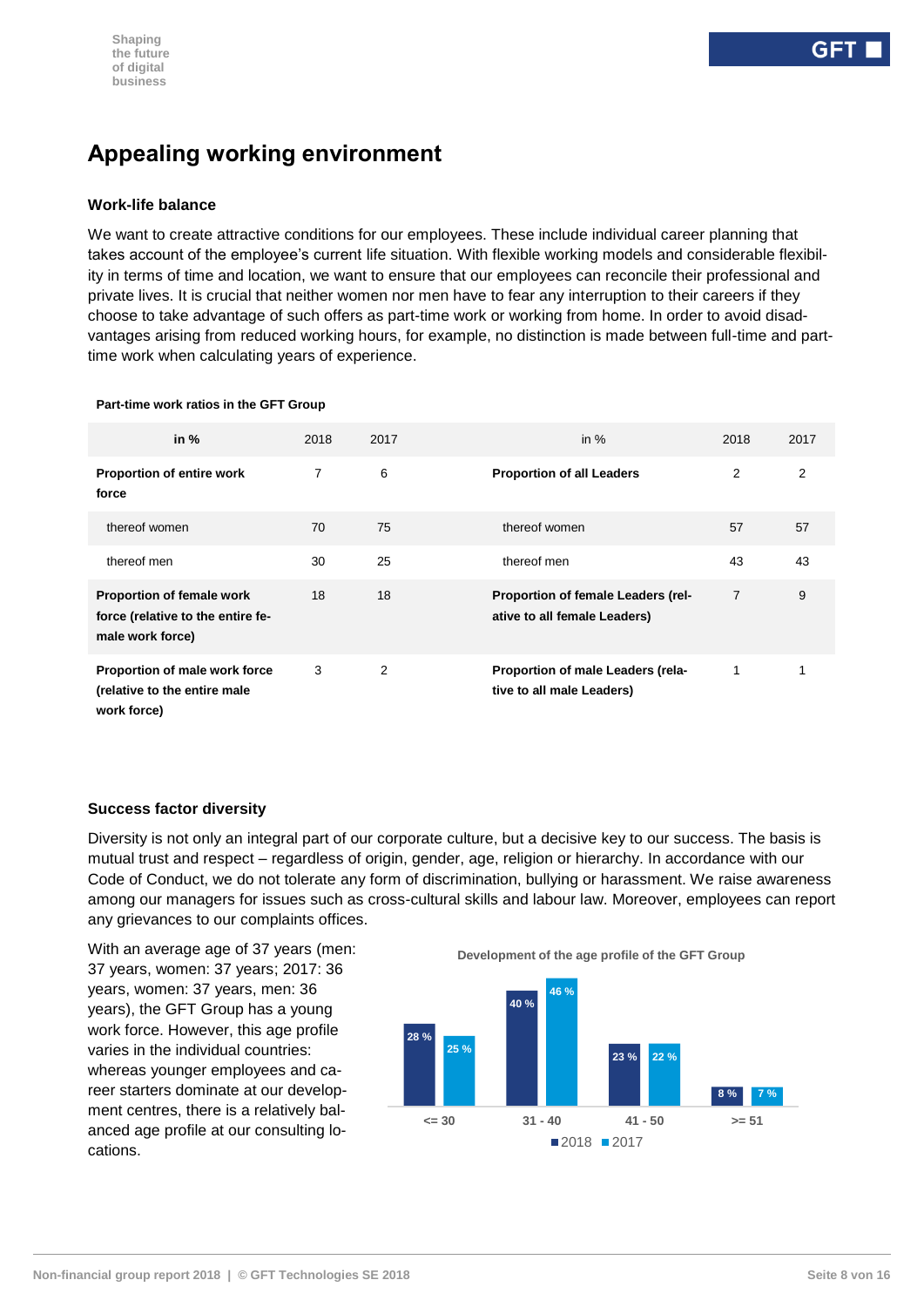# Appealing working environment

### Work-life balance

We want to create attractive conditions for our employees. These include individual career planning that takes account of the employee's current life situation. With flexible working models and considerable flexibility in terms of time and location, we want to ensure that our employees can reconcile their professional and private lives. It is crucial that neither women nor men have to fear any interruption to their careers if they choose to take advantage of such offers as part-time work or working from home. In order to avoid disadvantages arising from reduced working hours, for example, no distinction is made between full-time and part-time work when calculating years of experience.

**Part-time work ratios in the GFT Group**

| in % | 2018 | 2017 | in % | 2018 | 2017 |
|---|---|---|---|---|---|
| **Proportion of entire work force** | 7 | 6 | **Proportion of all Leaders** | 2 | 2 |
| thereof women | 70 | 75 | thereof women | 57 | 57 |
| thereof men | 30 | 25 | thereof men | 43 | 43 |
| **Proportion of female work force (relative to the entire female work force)** | 18 | 18 | **Proportion of female Leaders (relative to all female Leaders)** | 7 | 9 |
| **Proportion of male work force (relative to the entire male work force)** | 3 | 2 | **Proportion of male Leaders (relative to all male Leaders)** | 1 | 1 |

### Success factor diversity

Diversity is not only an integral part of our corporate culture, but a decisive key to our success. The basis is mutual trust and respect – regardless of origin, gender, age, religion or hierarchy. In accordance with our Code of Conduct, we do not tolerate any form of discrimination, bullying or harassment. We raise awareness among our managers for issues such as cross-cultural skills and labour law. Moreover, employees can report any grievances to our complaints offices.

With an average age of 37 years (men: 37 years, women: 37 years; 2017: 36 years, women: 37 years, men: 36 years), the GFT Group has a young work force. However, this age profile varies in the individual countries: whereas younger employees and career starters dominate at our development centres, there is a relatively balanced age profile at our consulting locations.

**Development of the age profile of the GFT Group**

| Age | 2018 | 2017 |
|---|---|---|
| <= 30 | 28 % | 25 % |
| 31 - 40 | 40 % | 46 % |
| 41 - 50 | 23 % | 22 % |
| >= 51 | 8 % | 7 % |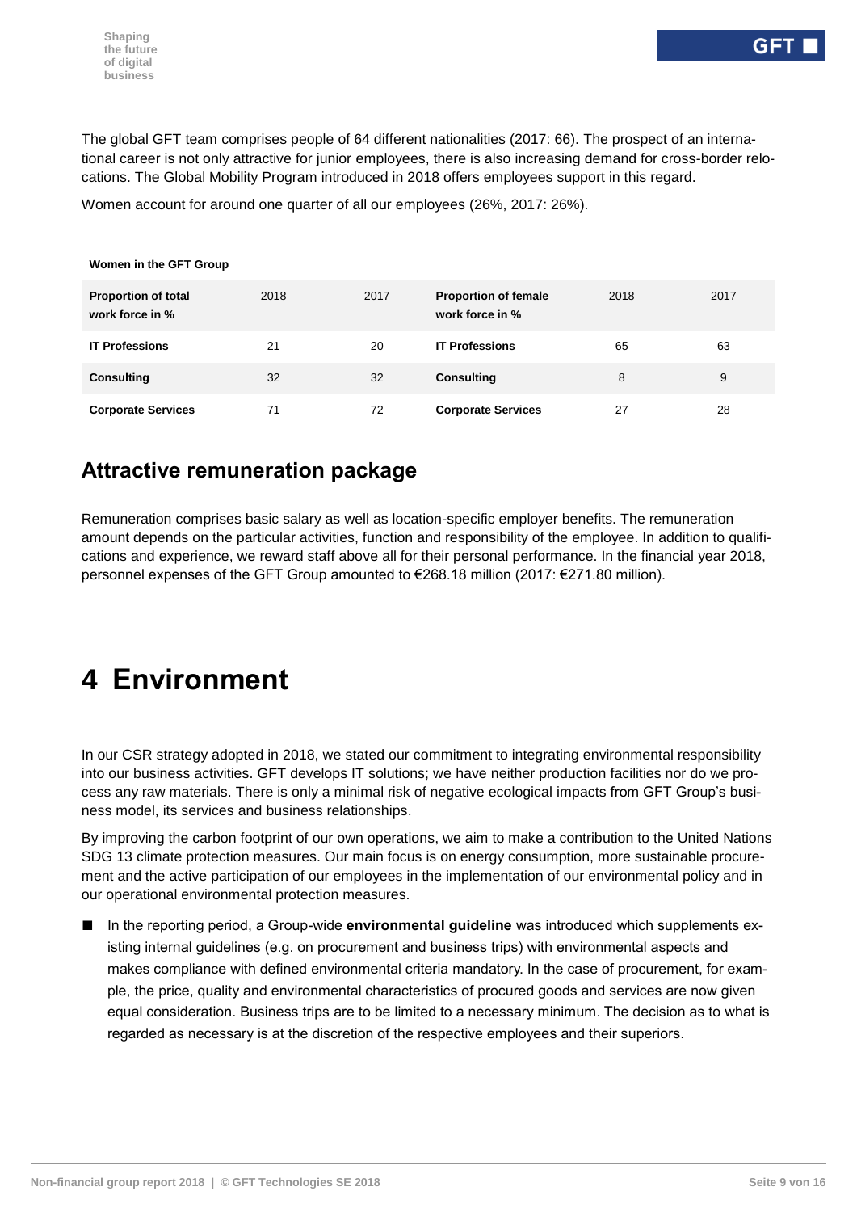The global GFT team comprises people of 64 different nationalities (2017: 66). The prospect of an international career is not only attractive for junior employees, there is also increasing demand for cross-border relocations. The Global Mobility Program introduced in 2018 offers employees support in this regard.

Women account for around one quarter of all our employees (26%, 2017: 26%).

**Women in the GFT Group**

| Proportion of total work force in % | 2018 | 2017 | Proportion of female work force in % | 2018 | 2017 |
|---|---|---|---|---|---|
| **IT Professions** | 21 | 20 | **IT Professions** | 65 | 63 |
| **Consulting** | 32 | 32 | **Consulting** | 8 | 9 |
| **Corporate Services** | 71 | 72 | **Corporate Services** | 27 | 28 |

## Attractive remuneration package

Remuneration comprises basic salary as well as location-specific employer benefits. The remuneration amount depends on the particular activities, function and responsibility of the employee. In addition to qualifications and experience, we reward staff above all for their personal performance. In the financial year 2018, personnel expenses of the GFT Group amounted to €268.18 million (2017: €271.80 million).

# 4 Environment

In our CSR strategy adopted in 2018, we stated our commitment to integrating environmental responsibility into our business activities. GFT develops IT solutions; we have neither production facilities nor do we process any raw materials. There is only a minimal risk of negative ecological impacts from GFT Group's business model, its services and business relationships.

By improving the carbon footprint of our own operations, we aim to make a contribution to the United Nations SDG 13 climate protection measures. Our main focus is on energy consumption, more sustainable procurement and the active participation of our employees in the implementation of our environmental policy and in our operational environmental protection measures.

- In the reporting period, a Group-wide **environmental guideline** was introduced which supplements existing internal guidelines (e.g. on procurement and business trips) with environmental aspects and makes compliance with defined environmental criteria mandatory. In the case of procurement, for example, the price, quality and environmental characteristics of procured goods and services are now given equal consideration. Business trips are to be limited to a necessary minimum. The decision as to what is regarded as necessary is at the discretion of the respective employees and their superiors.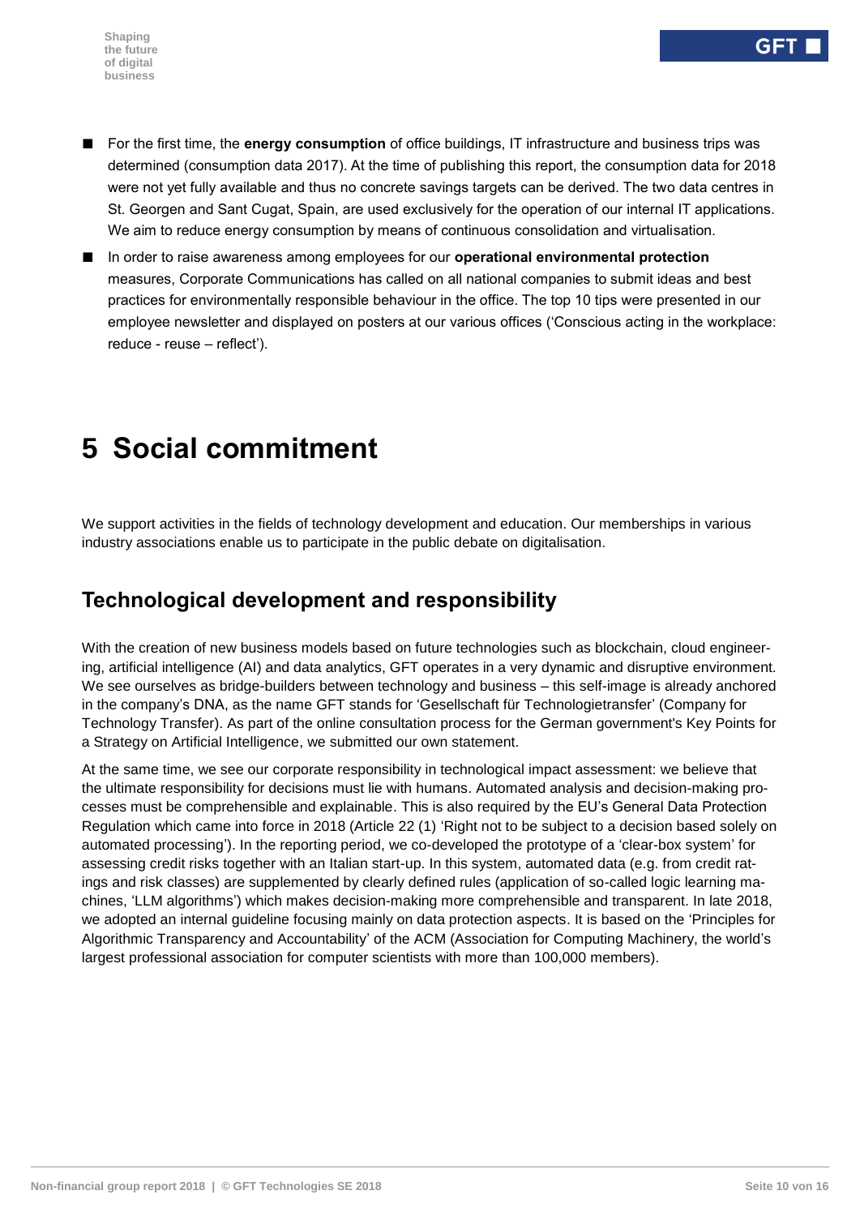- For the first time, the **energy consumption** of office buildings, IT infrastructure and business trips was determined (consumption data 2017). At the time of publishing this report, the consumption data for 2018 were not yet fully available and thus no concrete savings targets can be derived. The two data centres in St. Georgen and Sant Cugat, Spain, are used exclusively for the operation of our internal IT applications. We aim to reduce energy consumption by means of continuous consolidation and virtualisation.
- In order to raise awareness among employees for our **operational environmental protection** measures, Corporate Communications has called on all national companies to submit ideas and best practices for environmentally responsible behaviour in the office. The top 10 tips were presented in our employee newsletter and displayed on posters at our various offices ('Conscious acting in the workplace: reduce - reuse – reflect').

# 5 Social commitment

We support activities in the fields of technology development and education. Our memberships in various industry associations enable us to participate in the public debate on digitalisation.

## Technological development and responsibility

With the creation of new business models based on future technologies such as blockchain, cloud engineering, artificial intelligence (AI) and data analytics, GFT operates in a very dynamic and disruptive environment. We see ourselves as bridge-builders between technology and business – this self-image is already anchored in the company's DNA, as the name GFT stands for 'Gesellschaft für Technologietransfer' (Company for Technology Transfer). As part of the online consultation process for the German government's Key Points for a Strategy on Artificial Intelligence, we submitted our own statement.

At the same time, we see our corporate responsibility in technological impact assessment: we believe that the ultimate responsibility for decisions must lie with humans. Automated analysis and decision-making processes must be comprehensible and explainable. This is also required by the EU's General Data Protection Regulation which came into force in 2018 (Article 22 (1) 'Right not to be subject to a decision based solely on automated processing'). In the reporting period, we co-developed the prototype of a 'clear-box system' for assessing credit risks together with an Italian start-up. In this system, automated data (e.g. from credit ratings and risk classes) are supplemented by clearly defined rules (application of so-called logic learning machines, 'LLM algorithms') which makes decision-making more comprehensible and transparent. In late 2018, we adopted an internal guideline focusing mainly on data protection aspects. It is based on the 'Principles for Algorithmic Transparency and Accountability' of the ACM (Association for Computing Machinery, the world's largest professional association for computer scientists with more than 100,000 members).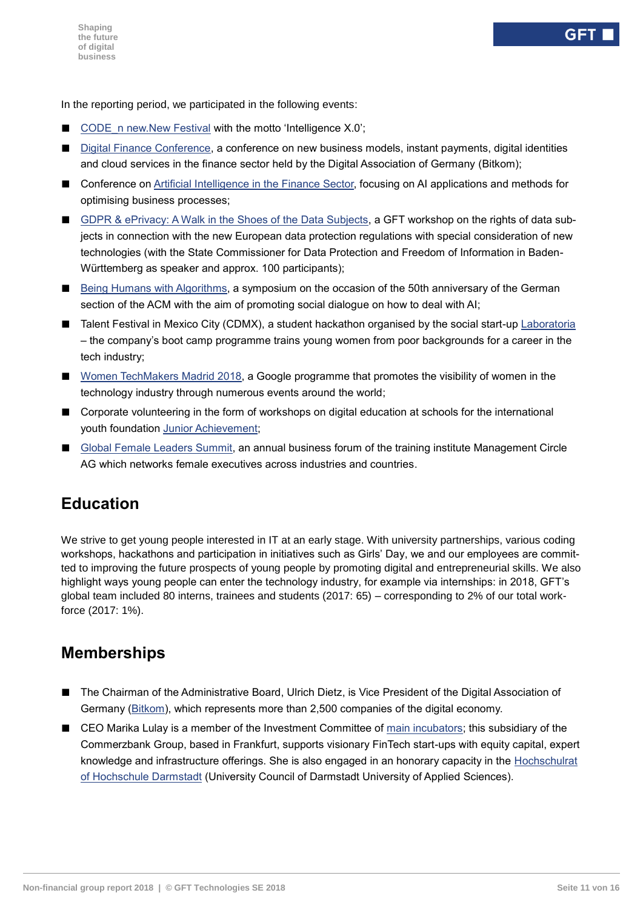In the reporting period, we participated in the following events:

- CODE_n new.New Festival with the motto 'Intelligence X.0';
- Digital Finance Conference, a conference on new business models, instant payments, digital identities and cloud services in the finance sector held by the Digital Association of Germany (Bitkom);
- Conference on Artificial Intelligence in the Finance Sector, focusing on AI applications and methods for optimising business processes;
- GDPR & ePrivacy: A Walk in the Shoes of the Data Subjects, a GFT workshop on the rights of data subjects in connection with the new European data protection regulations with special consideration of new technologies (with the State Commissioner for Data Protection and Freedom of Information in Baden-Württemberg as speaker and approx. 100 participants);
- Being Humans with Algorithms, a symposium on the occasion of the 50th anniversary of the German section of the ACM with the aim of promoting social dialogue on how to deal with AI;
- Talent Festival in Mexico City (CDMX), a student hackathon organised by the social start-up Laboratoria – the company's boot camp programme trains young women from poor backgrounds for a career in the tech industry;
- Women TechMakers Madrid 2018, a Google programme that promotes the visibility of women in the technology industry through numerous events around the world;
- Corporate volunteering in the form of workshops on digital education at schools for the international youth foundation Junior Achievement;
- Global Female Leaders Summit, an annual business forum of the training institute Management Circle AG which networks female executives across industries and countries.

## Education

We strive to get young people interested in IT at an early stage. With university partnerships, various coding workshops, hackathons and participation in initiatives such as Girls' Day, we and our employees are committed to improving the future prospects of young people by promoting digital and entrepreneurial skills. We also highlight ways young people can enter the technology industry, for example via internships: in 2018, GFT's global team included 80 interns, trainees and students (2017: 65) – corresponding to 2% of our total workforce (2017: 1%).

## Memberships

- The Chairman of the Administrative Board, Ulrich Dietz, is Vice President of the Digital Association of Germany (Bitkom), which represents more than 2,500 companies of the digital economy.
- CEO Marika Lulay is a member of the Investment Committee of main incubators; this subsidiary of the Commerzbank Group, based in Frankfurt, supports visionary FinTech start-ups with equity capital, expert knowledge and infrastructure offerings. She is also engaged in an honorary capacity in the Hochschulrat of Hochschule Darmstadt (University Council of Darmstadt University of Applied Sciences).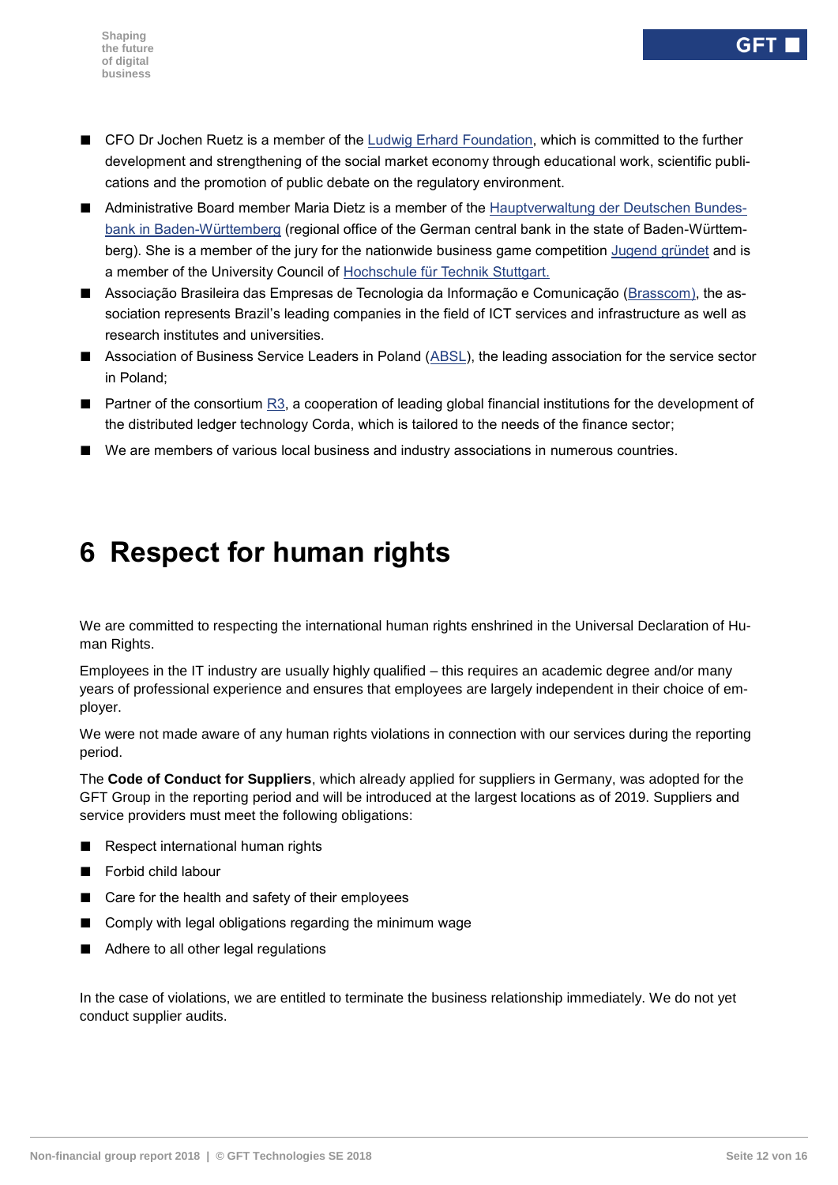- CFO Dr Jochen Ruetz is a member of the Ludwig Erhard Foundation, which is committed to the further development and strengthening of the social market economy through educational work, scientific publications and the promotion of public debate on the regulatory environment.
- Administrative Board member Maria Dietz is a member of the Hauptverwaltung der Deutschen Bundesbank in Baden-Württemberg (regional office of the German central bank in the state of Baden-Württemberg). She is a member of the jury for the nationwide business game competition Jugend gründet and is a member of the University Council of Hochschule für Technik Stuttgart.
- Associação Brasileira das Empresas de Tecnologia da Informação e Comunicação (Brasscom), the association represents Brazil's leading companies in the field of ICT services and infrastructure as well as research institutes and universities.
- Association of Business Service Leaders in Poland (ABSL), the leading association for the service sector in Poland;
- Partner of the consortium R3, a cooperation of leading global financial institutions for the development of the distributed ledger technology Corda, which is tailored to the needs of the finance sector;
- We are members of various local business and industry associations in numerous countries.

# 6 Respect for human rights

We are committed to respecting the international human rights enshrined in the Universal Declaration of Human Rights.

Employees in the IT industry are usually highly qualified – this requires an academic degree and/or many years of professional experience and ensures that employees are largely independent in their choice of employer.

We were not made aware of any human rights violations in connection with our services during the reporting period.

The **Code of Conduct for Suppliers**, which already applied for suppliers in Germany, was adopted for the GFT Group in the reporting period and will be introduced at the largest locations as of 2019. Suppliers and service providers must meet the following obligations:

- Respect international human rights
- Forbid child labour
- Care for the health and safety of their employees
- Comply with legal obligations regarding the minimum wage
- Adhere to all other legal regulations

In the case of violations, we are entitled to terminate the business relationship immediately. We do not yet conduct supplier audits.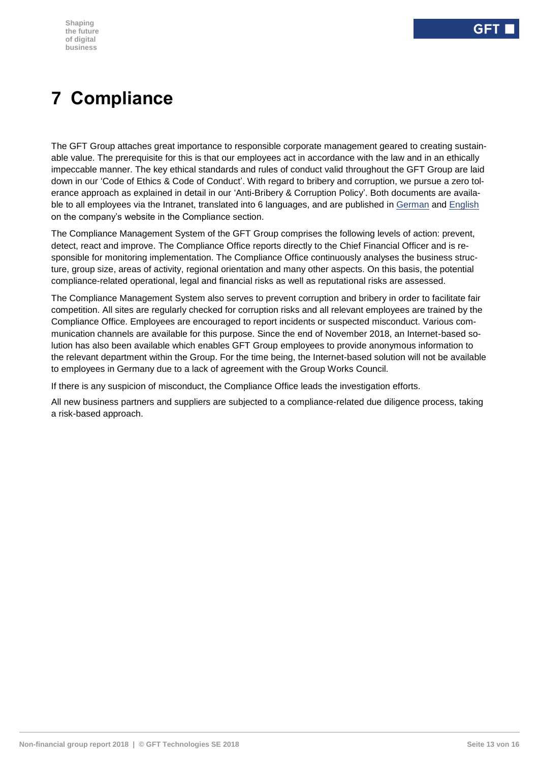# 7 Compliance

The GFT Group attaches great importance to responsible corporate management geared to creating sustainable value. The prerequisite for this is that our employees act in accordance with the law and in an ethically impeccable manner. The key ethical standards and rules of conduct valid throughout the GFT Group are laid down in our 'Code of Ethics & Code of Conduct'. With regard to bribery and corruption, we pursue a zero tolerance approach as explained in detail in our 'Anti-Bribery & Corruption Policy'. Both documents are available to all employees via the Intranet, translated into 6 languages, and are published in German and English on the company's website in the Compliance section.

The Compliance Management System of the GFT Group comprises the following levels of action: prevent, detect, react and improve. The Compliance Office reports directly to the Chief Financial Officer and is responsible for monitoring implementation. The Compliance Office continuously analyses the business structure, group size, areas of activity, regional orientation and many other aspects. On this basis, the potential compliance-related operational, legal and financial risks as well as reputational risks are assessed.

The Compliance Management System also serves to prevent corruption and bribery in order to facilitate fair competition. All sites are regularly checked for corruption risks and all relevant employees are trained by the Compliance Office. Employees are encouraged to report incidents or suspected misconduct. Various communication channels are available for this purpose. Since the end of November 2018, an Internet-based solution has also been available which enables GFT Group employees to provide anonymous information to the relevant department within the Group. For the time being, the Internet-based solution will not be available to employees in Germany due to a lack of agreement with the Group Works Council.

If there is any suspicion of misconduct, the Compliance Office leads the investigation efforts.

All new business partners and suppliers are subjected to a compliance-related due diligence process, taking a risk-based approach.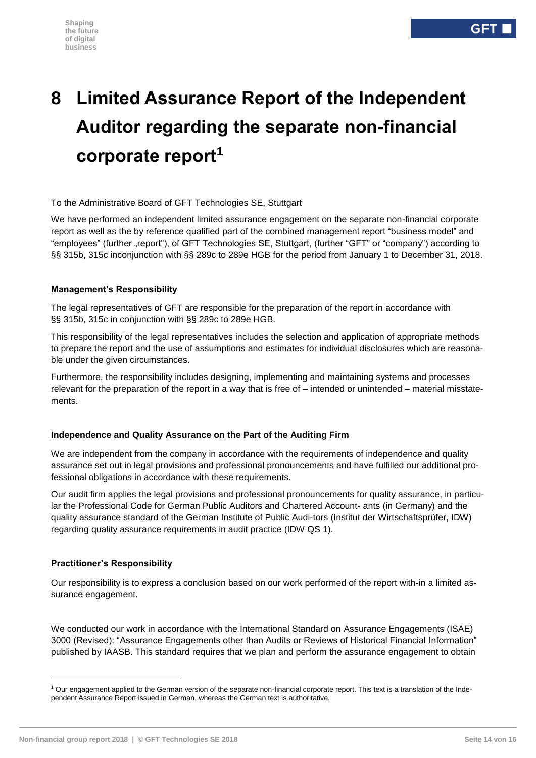# 8 Limited Assurance Report of the Independent Auditor regarding the separate non-financial corporate report[1]

To the Administrative Board of GFT Technologies SE, Stuttgart

We have performed an independent limited assurance engagement on the separate non-financial corporate report as well as the by reference qualified part of the combined management report "business model" and "employees" (further „report"), of GFT Technologies SE, Stuttgart, (further "GFT" or "company") according to §§ 315b, 315c inconjunction with §§ 289c to 289e HGB for the period from January 1 to December 31, 2018.

### Management's Responsibility

The legal representatives of GFT are responsible for the preparation of the report in accordance with §§ 315b, 315c in conjunction with §§ 289c to 289e HGB.

This responsibility of the legal representatives includes the selection and application of appropriate methods to prepare the report and the use of assumptions and estimates for individual disclosures which are reasonable under the given circumstances.

Furthermore, the responsibility includes designing, implementing and maintaining systems and processes relevant for the preparation of the report in a way that is free of – intended or unintended – material misstatements.

### Independence and Quality Assurance on the Part of the Auditing Firm

We are independent from the company in accordance with the requirements of independence and quality assurance set out in legal provisions and professional pronouncements and have fulfilled our additional professional obligations in accordance with these requirements.

Our audit firm applies the legal provisions and professional pronouncements for quality assurance, in particular the Professional Code for German Public Auditors and Chartered Account- ants (in Germany) and the quality assurance standard of the German Institute of Public Audi-tors (Institut der Wirtschaftsprüfer, IDW) regarding quality assurance requirements in audit practice (IDW QS 1).

### Practitioner's Responsibility

Our responsibility is to express a conclusion based on our work performed of the report with-in a limited assurance engagement.

We conducted our work in accordance with the International Standard on Assurance Engagements (ISAE) 3000 (Revised): "Assurance Engagements other than Audits or Reviews of Historical Financial Information" published by IAASB. This standard requires that we plan and perform the assurance engagement to obtain

[1] Our engagement applied to the German version of the separate non-financial corporate report. This text is a translation of the Independent Assurance Report issued in German, whereas the German text is authoritative.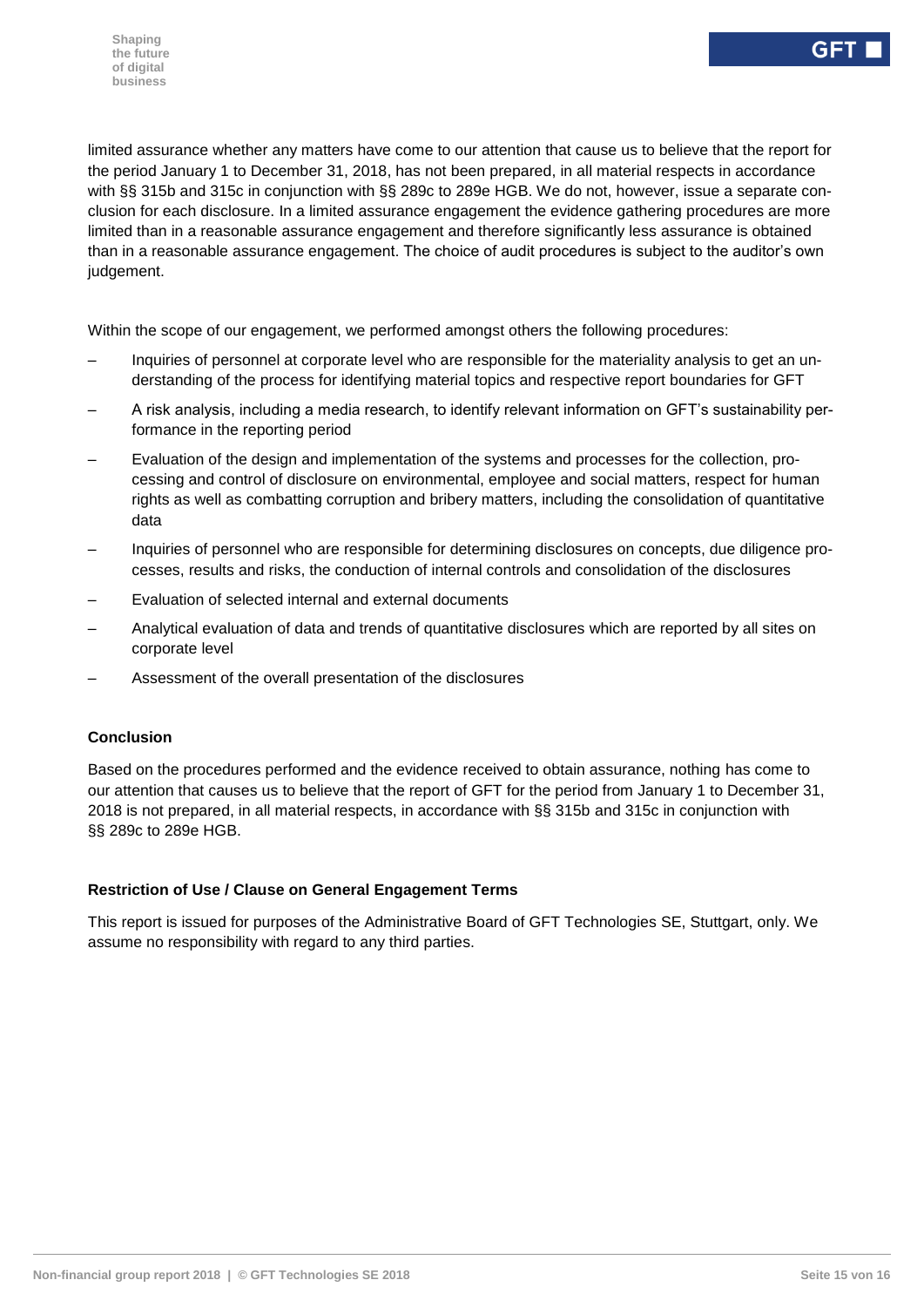limited assurance whether any matters have come to our attention that cause us to believe that the report for the period January 1 to December 31, 2018, has not been prepared, in all material respects in accordance with §§ 315b and 315c in conjunction with §§ 289c to 289e HGB. We do not, however, issue a separate conclusion for each disclosure. In a limited assurance engagement the evidence gathering procedures are more limited than in a reasonable assurance engagement and therefore significantly less assurance is obtained than in a reasonable assurance engagement. The choice of audit procedures is subject to the auditor's own judgement.

Within the scope of our engagement, we performed amongst others the following procedures:

- Inquiries of personnel at corporate level who are responsible for the materiality analysis to get an understanding of the process for identifying material topics and respective report boundaries for GFT
- A risk analysis, including a media research, to identify relevant information on GFT's sustainability performance in the reporting period
- Evaluation of the design and implementation of the systems and processes for the collection, processing and control of disclosure on environmental, employee and social matters, respect for human rights as well as combatting corruption and bribery matters, including the consolidation of quantitative data
- Inquiries of personnel who are responsible for determining disclosures on concepts, due diligence processes, results and risks, the conduction of internal controls and consolidation of the disclosures
- Evaluation of selected internal and external documents
- Analytical evaluation of data and trends of quantitative disclosures which are reported by all sites on corporate level
- Assessment of the overall presentation of the disclosures

**Conclusion**

Based on the procedures performed and the evidence received to obtain assurance, nothing has come to our attention that causes us to believe that the report of GFT for the period from January 1 to December 31, 2018 is not prepared, in all material respects, in accordance with §§ 315b and 315c in conjunction with §§ 289c to 289e HGB.

**Restriction of Use / Clause on General Engagement Terms**

This report is issued for purposes of the Administrative Board of GFT Technologies SE, Stuttgart, only. We assume no responsibility with regard to any third parties.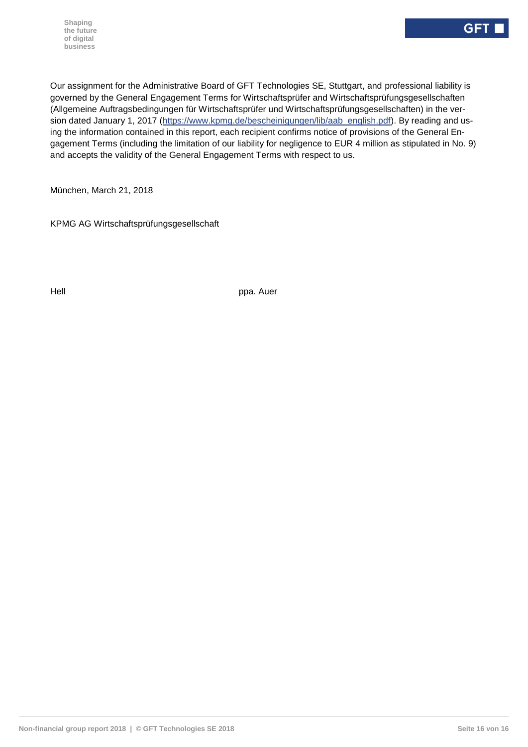Our assignment for the Administrative Board of GFT Technologies SE, Stuttgart, and professional liability is governed by the General Engagement Terms for Wirtschaftsprüfer and Wirtschaftsprüfungsgesellschaften (Allgemeine Auftragsbedingungen für Wirtschaftsprüfer und Wirtschaftsprüfungsgesellschaften) in the version dated January 1, 2017 (https://www.kpmg.de/bescheinigungen/lib/aab_english.pdf). By reading and using the information contained in this report, each recipient confirms notice of provisions of the General Engagement Terms (including the limitation of our liability for negligence to EUR 4 million as stipulated in No. 9) and accepts the validity of the General Engagement Terms with respect to us.

München, March 21, 2018

KPMG AG Wirtschaftsprüfungsgesellschaft

Hell ppa. Auer